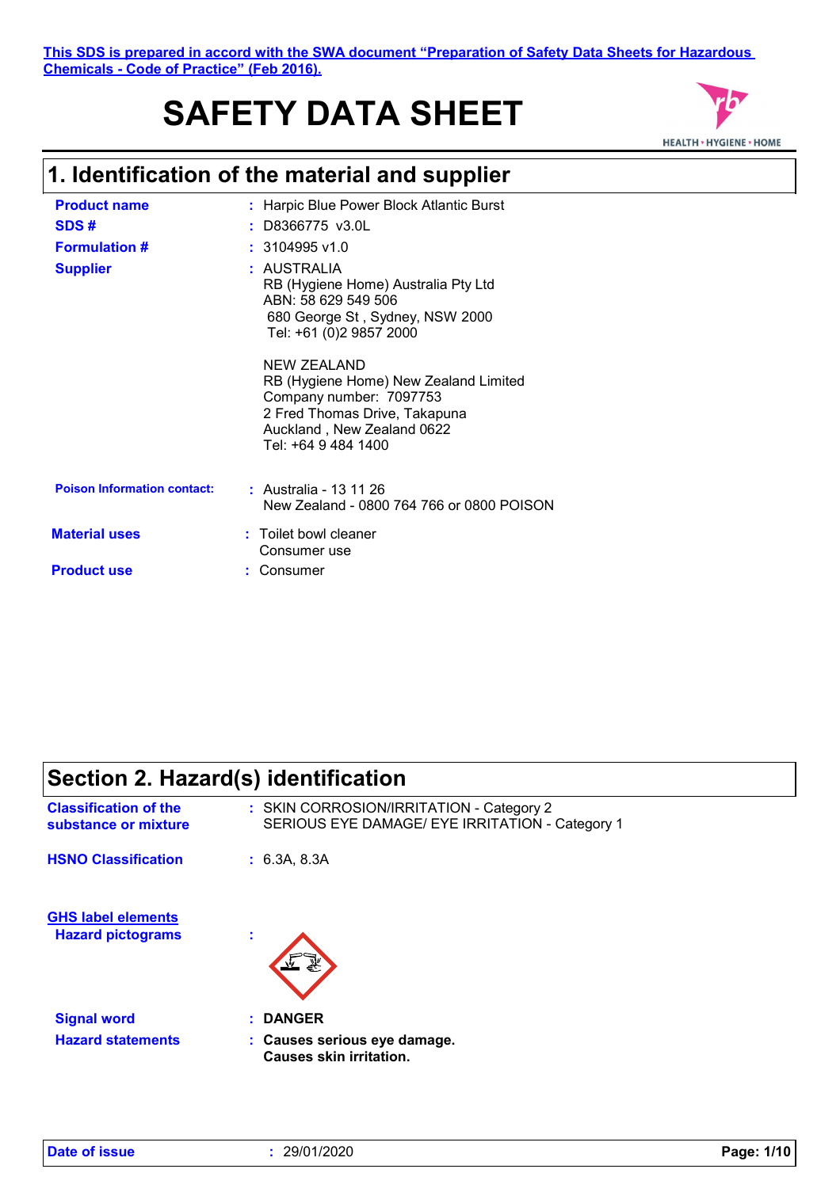This SDS is prepared in accord with the SWA document "Preparation of Safety Data Sheets for Hazardous Chemicals - Code of Practice" (Feb 2016).

# SAFETY DATA SHEET

## 1. Identification of the material and supplier

**Product name** : Harpic Blue Power Block Atlantic Burst

**SDS #** : D8366775 v3.0L

**Formulation #** : 3104995 v1.0

**Supplier** : AUSTRALIA
RB (Hygiene Home) Australia Pty Ltd
ABN: 58 629 549 506
680 George St , Sydney, NSW 2000
Tel: +61 (0)2 9857 2000

NEW ZEALAND
RB (Hygiene Home) New Zealand Limited
Company number: 7097753
2 Fred Thomas Drive, Takapuna
Auckland , New Zealand 0622
Tel: +64 9 484 1400

**Poison Information contact:** : Australia - 13 11 26
New Zealand - 0800 764 766 or 0800 POISON

**Material uses** : Toilet bowl cleaner
Consumer use

**Product use** : Consumer

## Section 2. Hazard(s) identification

**Classification of the substance or mixture** : SKIN CORROSION/IRRITATION - Category 2
SERIOUS EYE DAMAGE/ EYE IRRITATION - Category 1

**HSNO Classification** : 6.3A, 8.3A

**GHS label elements**

**Hazard pictograms** :

**Signal word** : **DANGER**

**Hazard statements** : **Causes serious eye damage.**
**Causes skin irritation.**

**Date of issue** : 29/01/2020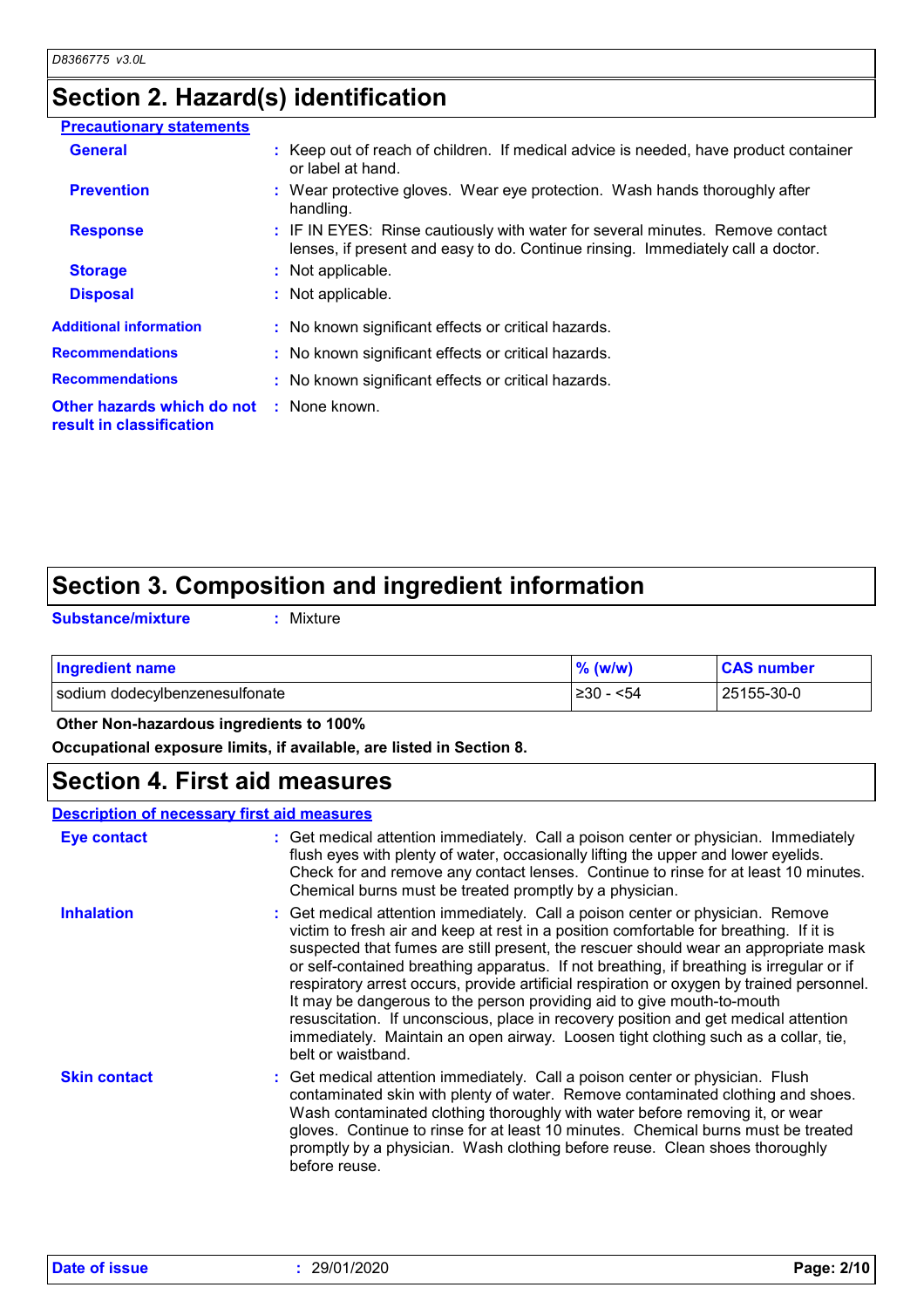## Section 2. Hazard(s) identification

**Precautionary statements**

**General** : Keep out of reach of children. If medical advice is needed, have product container or label at hand.

**Prevention** : Wear protective gloves. Wear eye protection. Wash hands thoroughly after handling.

**Response** : IF IN EYES: Rinse cautiously with water for several minutes. Remove contact lenses, if present and easy to do. Continue rinsing. Immediately call a doctor.

**Storage** : Not applicable.

**Disposal** : Not applicable.

**Additional information** : No known significant effects or critical hazards.

**Recommendations** : No known significant effects or critical hazards.

**Recommendations** : No known significant effects or critical hazards.

**Other hazards which do not result in classification** : None known.

## Section 3. Composition and ingredient information

**Substance/mixture** : Mixture

| Ingredient name | % (w/w) | CAS number |
|---|---|---|
| sodium dodecylbenzenesulfonate | ≥30 - <54 | 25155-30-0 |

**Other Non-hazardous ingredients to 100%**

**Occupational exposure limits, if available, are listed in Section 8.**

## Section 4. First aid measures

**Description of necessary first aid measures**

**Eye contact** : Get medical attention immediately. Call a poison center or physician. Immediately flush eyes with plenty of water, occasionally lifting the upper and lower eyelids. Check for and remove any contact lenses. Continue to rinse for at least 10 minutes. Chemical burns must be treated promptly by a physician.

**Inhalation** : Get medical attention immediately. Call a poison center or physician. Remove victim to fresh air and keep at rest in a position comfortable for breathing. If it is suspected that fumes are still present, the rescuer should wear an appropriate mask or self-contained breathing apparatus. If not breathing, if breathing is irregular or if respiratory arrest occurs, provide artificial respiration or oxygen by trained personnel. It may be dangerous to the person providing aid to give mouth-to-mouth resuscitation. If unconscious, place in recovery position and get medical attention immediately. Maintain an open airway. Loosen tight clothing such as a collar, tie, belt or waistband.

**Skin contact** : Get medical attention immediately. Call a poison center or physician. Flush contaminated skin with plenty of water. Remove contaminated clothing and shoes. Wash contaminated clothing thoroughly with water before removing it, or wear gloves. Continue to rinse for at least 10 minutes. Chemical burns must be treated promptly by a physician. Wash clothing before reuse. Clean shoes thoroughly before reuse.

**Date of issue** : 29/01/2020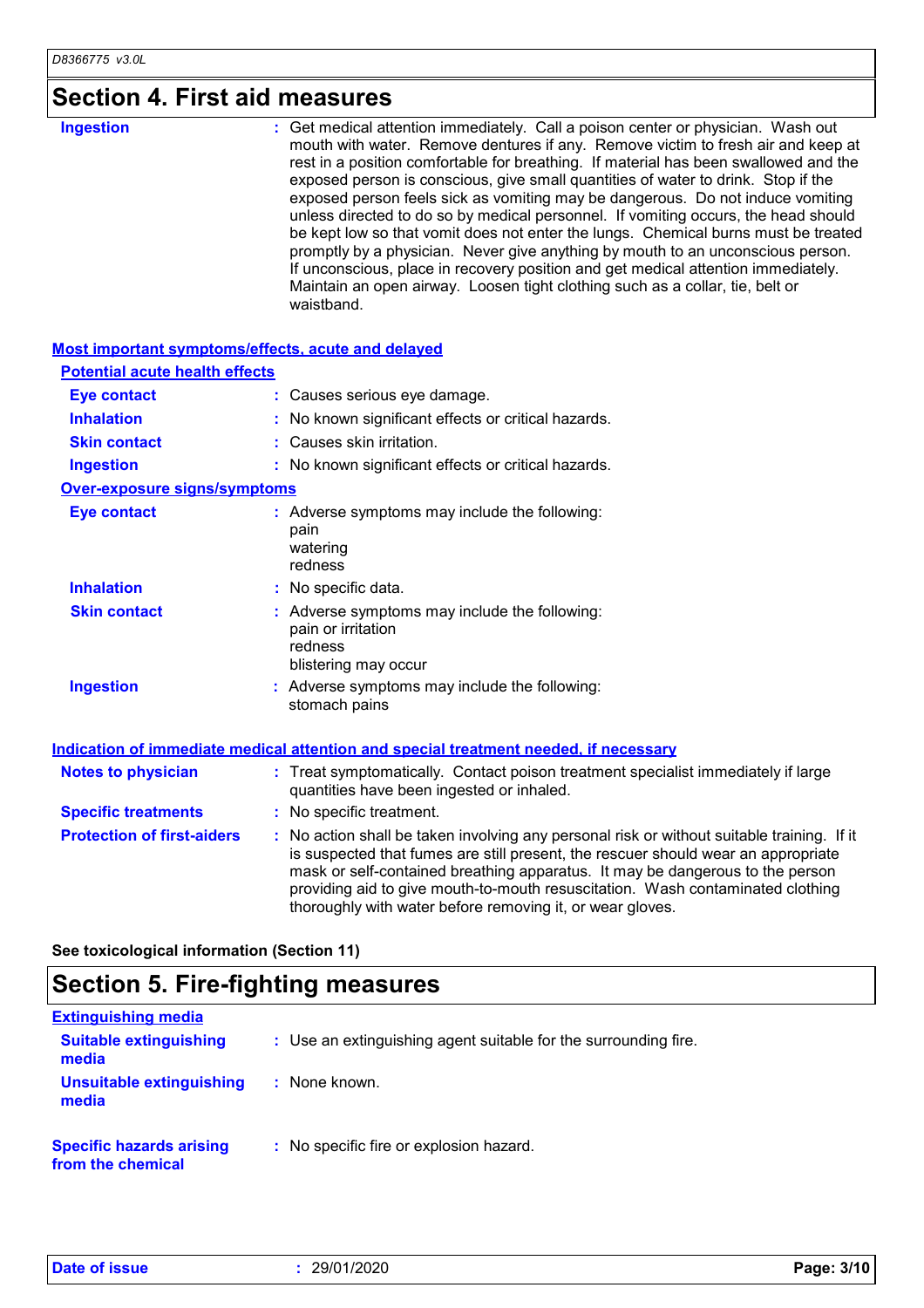# Section 4. First aid measures

**Ingestion** : Get medical attention immediately. Call a poison center or physician. Wash out mouth with water. Remove dentures if any. Remove victim to fresh air and keep at rest in a position comfortable for breathing. If material has been swallowed and the exposed person is conscious, give small quantities of water to drink. Stop if the exposed person feels sick as vomiting may be dangerous. Do not induce vomiting unless directed to do so by medical personnel. If vomiting occurs, the head should be kept low so that vomit does not enter the lungs. Chemical burns must be treated promptly by a physician. Never give anything by mouth to an unconscious person. If unconscious, place in recovery position and get medical attention immediately. Maintain an open airway. Loosen tight clothing such as a collar, tie, belt or waistband.

## Most important symptoms/effects, acute and delayed

### Potential acute health effects

**Eye contact** : Causes serious eye damage.

**Inhalation** : No known significant effects or critical hazards.

**Skin contact** : Causes skin irritation.

**Ingestion** : No known significant effects or critical hazards.

### Over-exposure signs/symptoms

**Eye contact** : Adverse symptoms may include the following:
pain
watering
redness

**Inhalation** : No specific data.

**Skin contact** : Adverse symptoms may include the following:
pain or irritation
redness
blistering may occur

**Ingestion** : Adverse symptoms may include the following:
stomach pains

## Indication of immediate medical attention and special treatment needed, if necessary

**Notes to physician** : Treat symptomatically. Contact poison treatment specialist immediately if large quantities have been ingested or inhaled.

**Specific treatments** : No specific treatment.

**Protection of first-aiders** : No action shall be taken involving any personal risk or without suitable training. If it is suspected that fumes are still present, the rescuer should wear an appropriate mask or self-contained breathing apparatus. It may be dangerous to the person providing aid to give mouth-to-mouth resuscitation. Wash contaminated clothing thoroughly with water before removing it, or wear gloves.

**See toxicological information (Section 11)**

# Section 5. Fire-fighting measures

## Extinguishing media

**Suitable extinguishing media** : Use an extinguishing agent suitable for the surrounding fire.

**Unsuitable extinguishing media** : None known.

**Specific hazards arising from the chemical** : No specific fire or explosion hazard.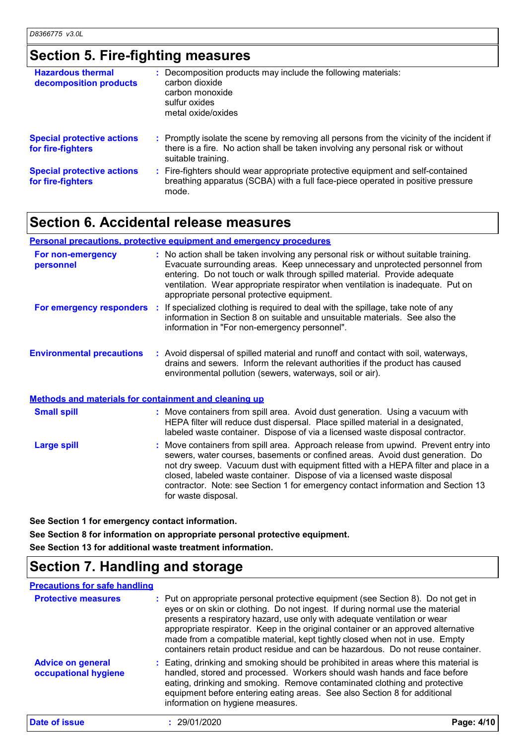## Section 5. Fire-fighting measures

**Hazardous thermal decomposition products** : Decomposition products may include the following materials:
carbon dioxide
carbon monoxide
sulfur oxides
metal oxide/oxides

**Special protective actions for fire-fighters** : Promptly isolate the scene by removing all persons from the vicinity of the incident if there is a fire. No action shall be taken involving any personal risk or without suitable training.

**Special protective actions for fire-fighters** : Fire-fighters should wear appropriate protective equipment and self-contained breathing apparatus (SCBA) with a full face-piece operated in positive pressure mode.

## Section 6. Accidental release measures

### Personal precautions, protective equipment and emergency procedures

**For non-emergency personnel** : No action shall be taken involving any personal risk or without suitable training. Evacuate surrounding areas. Keep unnecessary and unprotected personnel from entering. Do not touch or walk through spilled material. Provide adequate ventilation. Wear appropriate respirator when ventilation is inadequate. Put on appropriate personal protective equipment.

**For emergency responders** : If specialized clothing is required to deal with the spillage, take note of any information in Section 8 on suitable and unsuitable materials. See also the information in "For non-emergency personnel".

**Environmental precautions** : Avoid dispersal of spilled material and runoff and contact with soil, waterways, drains and sewers. Inform the relevant authorities if the product has caused environmental pollution (sewers, waterways, soil or air).

### Methods and materials for containment and cleaning up

**Small spill** : Move containers from spill area. Avoid dust generation. Using a vacuum with HEPA filter will reduce dust dispersal. Place spilled material in a designated, labeled waste container. Dispose of via a licensed waste disposal contractor.

**Large spill** : Move containers from spill area. Approach release from upwind. Prevent entry into sewers, water courses, basements or confined areas. Avoid dust generation. Do not dry sweep. Vacuum dust with equipment fitted with a HEPA filter and place in a closed, labeled waste container. Dispose of via a licensed waste disposal contractor. Note: see Section 1 for emergency contact information and Section 13 for waste disposal.

**See Section 1 for emergency contact information.**

**See Section 8 for information on appropriate personal protective equipment.**

**See Section 13 for additional waste treatment information.**

## Section 7. Handling and storage

### Precautions for safe handling

**Protective measures** : Put on appropriate personal protective equipment (see Section 8). Do not get in eyes or on skin or clothing. Do not ingest. If during normal use the material presents a respiratory hazard, use only with adequate ventilation or wear appropriate respirator. Keep in the original container or an approved alternative made from a compatible material, kept tightly closed when not in use. Empty containers retain product residue and can be hazardous. Do not reuse container.

**Advice on general occupational hygiene** : Eating, drinking and smoking should be prohibited in areas where this material is handled, stored and processed. Workers should wash hands and face before eating, drinking and smoking. Remove contaminated clothing and protective equipment before entering eating areas. See also Section 8 for additional information on hygiene measures.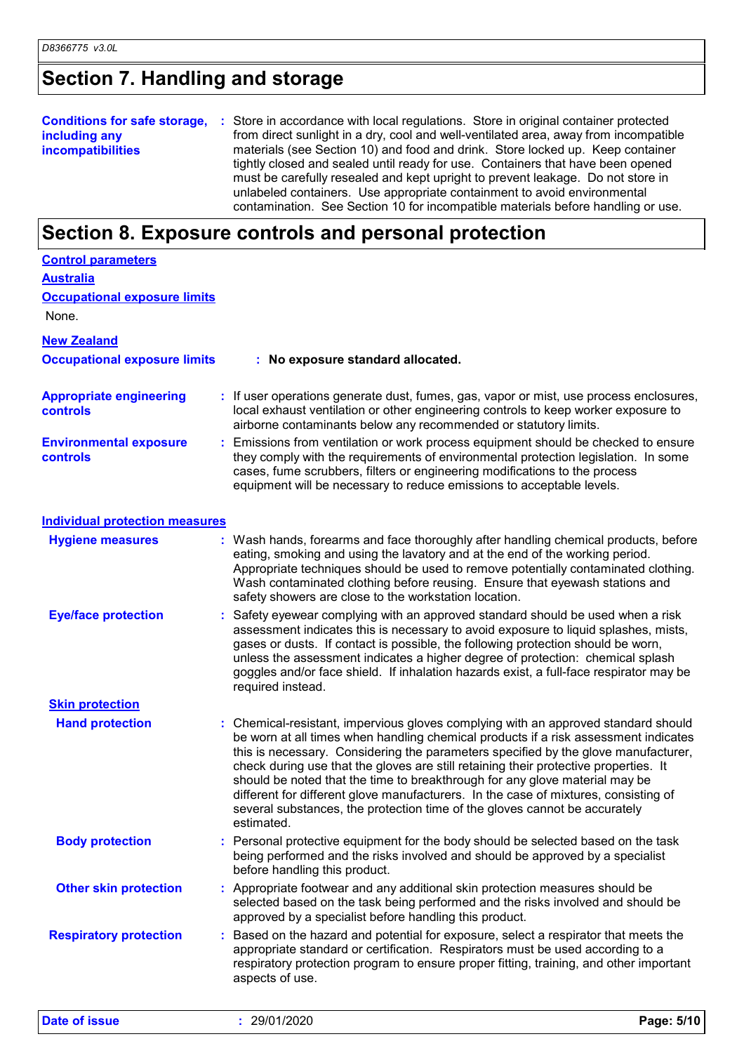## Section 7. Handling and storage

**Conditions for safe storage, including any incompatibilities** : Store in accordance with local regulations. Store in original container protected from direct sunlight in a dry, cool and well-ventilated area, away from incompatible materials (see Section 10) and food and drink. Store locked up. Keep container tightly closed and sealed until ready for use. Containers that have been opened must be carefully resealed and kept upright to prevent leakage. Do not store in unlabeled containers. Use appropriate containment to avoid environmental contamination. See Section 10 for incompatible materials before handling or use.

## Section 8. Exposure controls and personal protection

**Control parameters**

**Australia**

**Occupational exposure limits**

None.

**New Zealand**

**Occupational exposure limits** : **No exposure standard allocated.**

**Appropriate engineering controls** : If user operations generate dust, fumes, gas, vapor or mist, use process enclosures, local exhaust ventilation or other engineering controls to keep worker exposure to airborne contaminants below any recommended or statutory limits.

**Environmental exposure controls** : Emissions from ventilation or work process equipment should be checked to ensure they comply with the requirements of environmental protection legislation. In some cases, fume scrubbers, filters or engineering modifications to the process equipment will be necessary to reduce emissions to acceptable levels.

**Individual protection measures**

**Hygiene measures** : Wash hands, forearms and face thoroughly after handling chemical products, before eating, smoking and using the lavatory and at the end of the working period. Appropriate techniques should be used to remove potentially contaminated clothing. Wash contaminated clothing before reusing. Ensure that eyewash stations and safety showers are close to the workstation location.

**Eye/face protection** : Safety eyewear complying with an approved standard should be used when a risk assessment indicates this is necessary to avoid exposure to liquid splashes, mists, gases or dusts. If contact is possible, the following protection should be worn, unless the assessment indicates a higher degree of protection: chemical splash goggles and/or face shield. If inhalation hazards exist, a full-face respirator may be required instead.

**Skin protection**

**Hand protection** : Chemical-resistant, impervious gloves complying with an approved standard should be worn at all times when handling chemical products if a risk assessment indicates this is necessary. Considering the parameters specified by the glove manufacturer, check during use that the gloves are still retaining their protective properties. It should be noted that the time to breakthrough for any glove material may be different for different glove manufacturers. In the case of mixtures, consisting of several substances, the protection time of the gloves cannot be accurately estimated.

**Body protection** : Personal protective equipment for the body should be selected based on the task being performed and the risks involved and should be approved by a specialist before handling this product.

**Other skin protection** : Appropriate footwear and any additional skin protection measures should be selected based on the task being performed and the risks involved and should be approved by a specialist before handling this product.

**Respiratory protection** : Based on the hazard and potential for exposure, select a respirator that meets the appropriate standard or certification. Respirators must be used according to a respiratory protection program to ensure proper fitting, training, and other important aspects of use.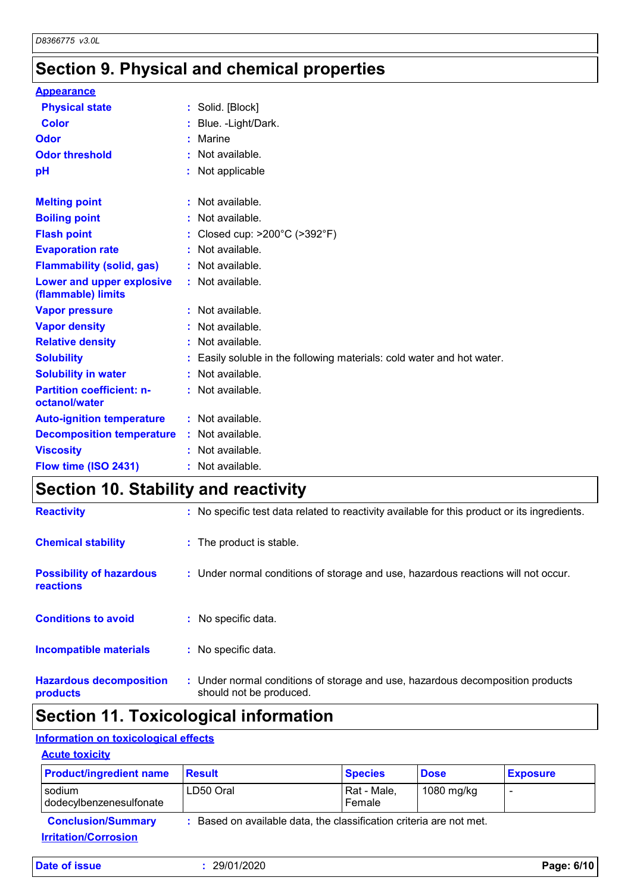# Section 9. Physical and chemical properties

**Appearance**

| | |
|---|---|
| **Physical state** | : Solid. [Block] |
| **Color** | : Blue. -Light/Dark. |
| **Odor** | : Marine |
| **Odor threshold** | : Not available. |
| **pH** | : Not applicable |
| **Melting point** | : Not available. |
| **Boiling point** | : Not available. |
| **Flash point** | : Closed cup: >200°C (>392°F) |
| **Evaporation rate** | : Not available. |
| **Flammability (solid, gas)** | : Not available. |
| **Lower and upper explosive (flammable) limits** | : Not available. |
| **Vapor pressure** | : Not available. |
| **Vapor density** | : Not available. |
| **Relative density** | : Not available. |
| **Solubility** | : Easily soluble in the following materials: cold water and hot water. |
| **Solubility in water** | : Not available. |
| **Partition coefficient: n-octanol/water** | : Not available. |
| **Auto-ignition temperature** | : Not available. |
| **Decomposition temperature** | : Not available. |
| **Viscosity** | : Not available. |
| **Flow time (ISO 2431)** | : Not available. |

# Section 10. Stability and reactivity

| | |
|---|---|
| **Reactivity** | : No specific test data related to reactivity available for this product or its ingredients. |
| **Chemical stability** | : The product is stable. |
| **Possibility of hazardous reactions** | : Under normal conditions of storage and use, hazardous reactions will not occur. |
| **Conditions to avoid** | : No specific data. |
| **Incompatible materials** | : No specific data. |
| **Hazardous decomposition products** | : Under normal conditions of storage and use, hazardous decomposition products should not be produced. |

# Section 11. Toxicological information

**Information on toxicological effects**

**Acute toxicity**

| Product/ingredient name | Result | Species | Dose | Exposure |
|---|---|---|---|---|
| sodium dodecylbenzenesulfonate | LD50 Oral | Rat - Male, Female | 1080 mg/kg | - |

**Conclusion/Summary** : Based on available data, the classification criteria are not met.

**Irritation/Corrosion**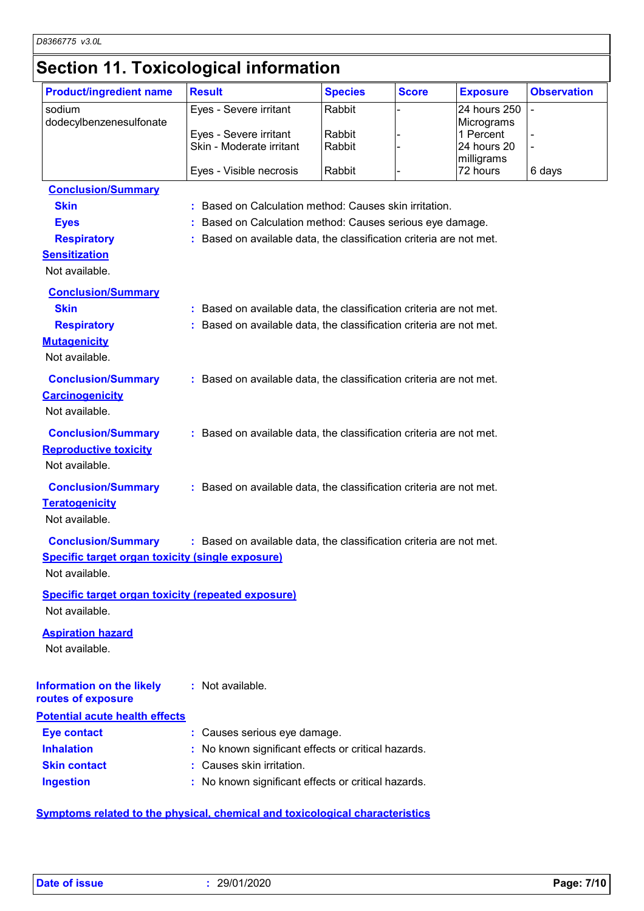# Section 11. Toxicological information

| Product/ingredient name | Result | Species | Score | Exposure | Observation |
|---|---|---|---|---|---|
| sodium dodecylbenzenesulfonate | Eyes - Severe irritant | Rabbit | - | 24 hours 250 Micrograms | - |
| | Eyes - Severe irritant | Rabbit | - | 1 Percent | - |
| | Skin - Moderate irritant | Rabbit | - | 24 hours 20 milligrams | - |
| | Eyes - Visible necrosis | Rabbit | - | 72 hours | 6 days |

**Conclusion/Summary**

**Skin** : Based on Calculation method: Causes skin irritation.

**Eyes** : Based on Calculation method: Causes serious eye damage.

**Respiratory** : Based on available data, the classification criteria are not met.

**Sensitization**

Not available.

**Conclusion/Summary**

**Skin** : Based on available data, the classification criteria are not met.

**Respiratory** : Based on available data, the classification criteria are not met.

**Mutagenicity**

Not available.

**Conclusion/Summary** : Based on available data, the classification criteria are not met.

**Carcinogenicity**

Not available.

**Conclusion/Summary** : Based on available data, the classification criteria are not met.

**Reproductive toxicity**

Not available.

**Conclusion/Summary** : Based on available data, the classification criteria are not met.

**Teratogenicity**

Not available.

**Conclusion/Summary** : Based on available data, the classification criteria are not met.

**Specific target organ toxicity (single exposure)**

Not available.

**Specific target organ toxicity (repeated exposure)**

Not available.

**Aspiration hazard**

Not available.

**Information on the likely routes of exposure** : Not available.

**Potential acute health effects**

**Eye contact** : Causes serious eye damage.

**Inhalation** : No known significant effects or critical hazards.

**Skin contact** : Causes skin irritation.

**Ingestion** : No known significant effects or critical hazards.

**Symptoms related to the physical, chemical and toxicological characteristics**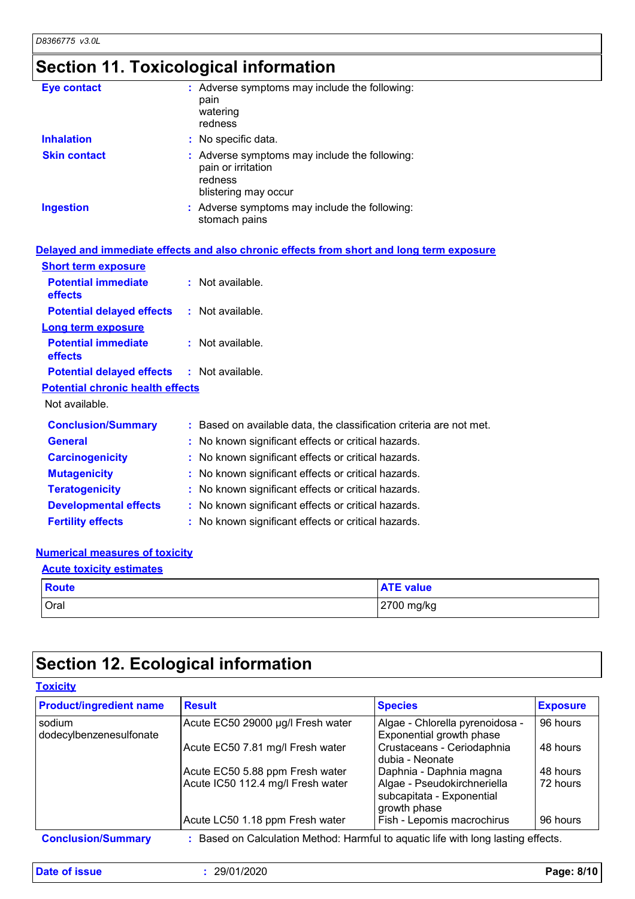# Section 11. Toxicological information

**Eye contact** : Adverse symptoms may include the following:
pain
watering
redness

**Inhalation** : No specific data.

**Skin contact** : Adverse symptoms may include the following:
pain or irritation
redness
blistering may occur

**Ingestion** : Adverse symptoms may include the following:
stomach pains

**Delayed and immediate effects and also chronic effects from short and long term exposure**

**Short term exposure**

**Potential immediate effects** : Not available.

**Potential delayed effects** : Not available.

**Long term exposure**

**Potential immediate effects** : Not available.

**Potential delayed effects** : Not available.

**Potential chronic health effects**

Not available.

**Conclusion/Summary** : Based on available data, the classification criteria are not met.

**General** : No known significant effects or critical hazards.

**Carcinogenicity** : No known significant effects or critical hazards.

**Mutagenicity** : No known significant effects or critical hazards.

**Teratogenicity** : No known significant effects or critical hazards.

**Developmental effects** : No known significant effects or critical hazards.

**Fertility effects** : No known significant effects or critical hazards.

**Numerical measures of toxicity**

**Acute toxicity estimates**

| Route | ATE value |
|---|---|
| Oral | 2700 mg/kg |

# Section 12. Ecological information

**Toxicity**

| Product/ingredient name | Result | Species | Exposure |
|---|---|---|---|
| sodium dodecylbenzenesulfonate | Acute EC50 29000 µg/l Fresh water | Algae - Chlorella pyrenoidosa - Exponential growth phase | 96 hours |
| | Acute EC50 7.81 mg/l Fresh water | Crustaceans - Ceriodaphnia dubia - Neonate | 48 hours |
| | Acute EC50 5.88 ppm Fresh water | Daphnia - Daphnia magna | 48 hours |
| | Acute IC50 112.4 mg/l Fresh water | Algae - Pseudokirchneriella subcapitata - Exponential growth phase | 72 hours |
| | Acute LC50 1.18 ppm Fresh water | Fish - Lepomis macrochirus | 96 hours |

**Conclusion/Summary** : Based on Calculation Method: Harmful to aquatic life with long lasting effects.

**Date of issue** : 29/01/2020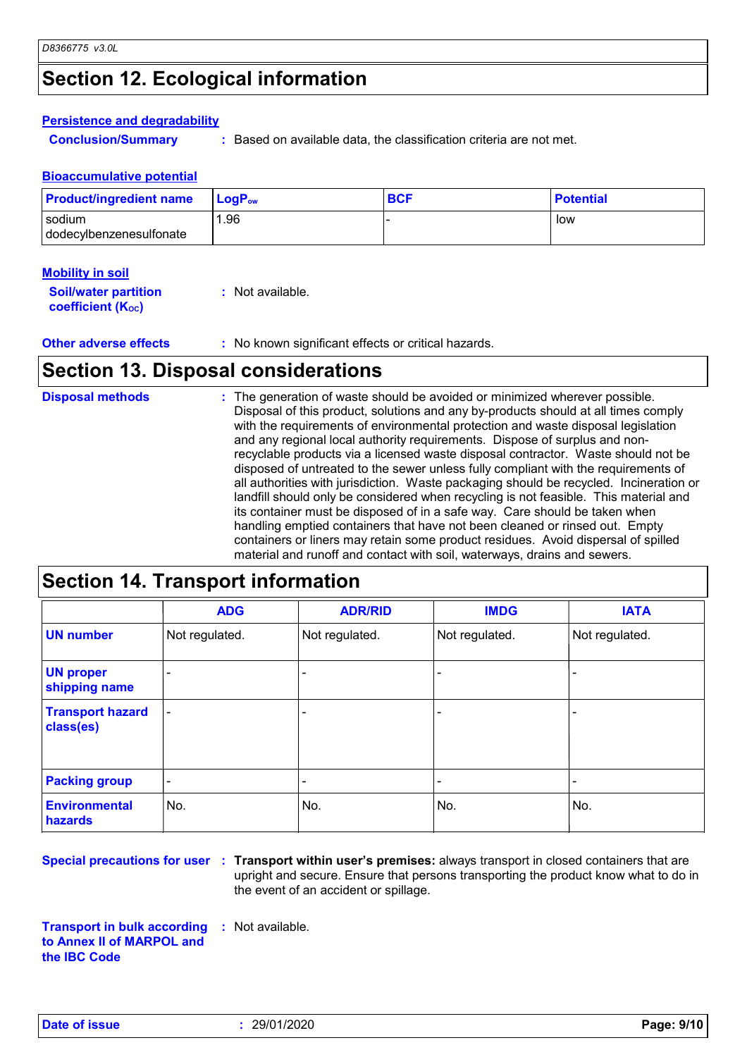## Section 12. Ecological information

### Persistence and degradability

**Conclusion/Summary** : Based on available data, the classification criteria are not met.

### Bioaccumulative potential

| Product/ingredient name | $LogP_{ow}$ | BCF | Potential |
|---|---|---|---|
| sodium dodecylbenzenesulfonate | 1.96 | - | low |

### Mobility in soil

**Soil/water partition coefficient ($K_{OC}$)** : Not available.

**Other adverse effects** : No known significant effects or critical hazards.

## Section 13. Disposal considerations

**Disposal methods** : The generation of waste should be avoided or minimized wherever possible. Disposal of this product, solutions and any by-products should at all times comply with the requirements of environmental protection and waste disposal legislation and any regional local authority requirements. Dispose of surplus and non-recyclable products via a licensed waste disposal contractor. Waste should not be disposed of untreated to the sewer unless fully compliant with the requirements of all authorities with jurisdiction. Waste packaging should be recycled. Incineration or landfill should only be considered when recycling is not feasible. This material and its container must be disposed of in a safe way. Care should be taken when handling emptied containers that have not been cleaned or rinsed out. Empty containers or liners may retain some product residues. Avoid dispersal of spilled material and runoff and contact with soil, waterways, drains and sewers.

## Section 14. Transport information

| | ADG | ADR/RID | IMDG | IATA |
|---|---|---|---|---|
| **UN number** | Not regulated. | Not regulated. | Not regulated. | Not regulated. |
| **UN proper shipping name** | - | - | - | - |
| **Transport hazard class(es)** | - | - | - | - |
| **Packing group** | - | - | - | - |
| **Environmental hazards** | No. | No. | No. | No. |

**Special precautions for user** : **Transport within user's premises:** always transport in closed containers that are upright and secure. Ensure that persons transporting the product know what to do in the event of an accident or spillage.

**Transport in bulk according to Annex II of MARPOL and the IBC Code** : Not available.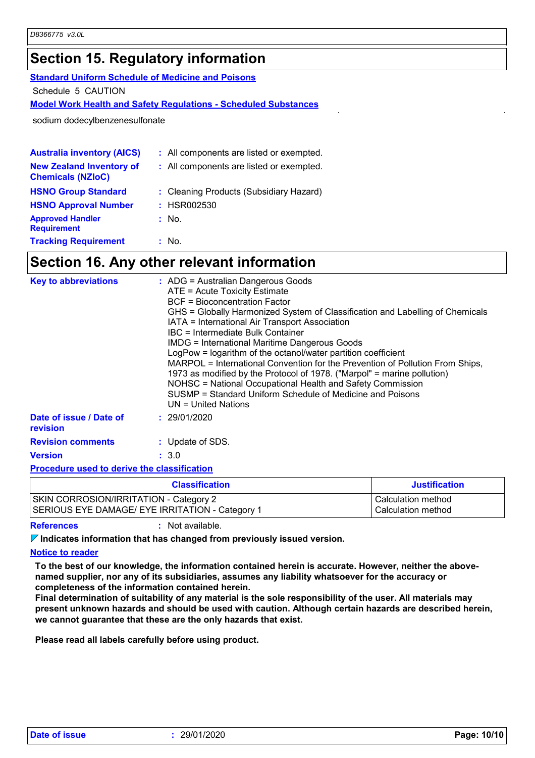## Section 15. Regulatory information

**Standard Uniform Schedule of Medicine and Poisons**

Schedule 5 CAUTION

**Model Work Health and Safety Regulations - Scheduled Substances**

sodium dodecylbenzenesulfonate

| | |
|---|---|
| **Australia inventory (AICS)** | : All components are listed or exempted. |
| **New Zealand Inventory of Chemicals (NZIoC)** | : All components are listed or exempted. |
| **HSNO Group Standard** | : Cleaning Products (Subsidiary Hazard) |
| **HSNO Approval Number** | : HSR002530 |
| **Approved Handler Requirement** | : No. |
| **Tracking Requirement** | : No. |

## Section 16. Any other relevant information

**Key to abbreviations** :

ADG = Australian Dangerous Goods
ATE = Acute Toxicity Estimate
BCF = Bioconcentration Factor
GHS = Globally Harmonized System of Classification and Labelling of Chemicals
IATA = International Air Transport Association
IBC = Intermediate Bulk Container
IMDG = International Maritime Dangerous Goods
LogPow = logarithm of the octanol/water partition coefficient
MARPOL = International Convention for the Prevention of Pollution From Ships, 1973 as modified by the Protocol of 1978. ("Marpol" = marine pollution)
NOHSC = National Occupational Health and Safety Commission
SUSMP = Standard Uniform Schedule of Medicine and Poisons
UN = United Nations

| | |
|---|---|
| **Date of issue / Date of revision** | : 29/01/2020 |
| **Revision comments** | : Update of SDS. |
| **Version** | : 3.0 |

**Procedure used to derive the classification**

| Classification | Justification |
|---|---|
| SKIN CORROSION/IRRITATION - Category 2 | Calculation method |
| SERIOUS EYE DAMAGE/ EYE IRRITATION - Category 1 | Calculation method |

**References** : Not available.

**Indicates information that has changed from previously issued version.**

**Notice to reader**

**To the best of our knowledge, the information contained herein is accurate. However, neither the above-named supplier, nor any of its subsidiaries, assumes any liability whatsoever for the accuracy or completeness of the information contained herein.**
**Final determination of suitability of any material is the sole responsibility of the user. All materials may present unknown hazards and should be used with caution. Although certain hazards are described herein, we cannot guarantee that these are the only hazards that exist.**

**Please read all labels carefully before using product.**